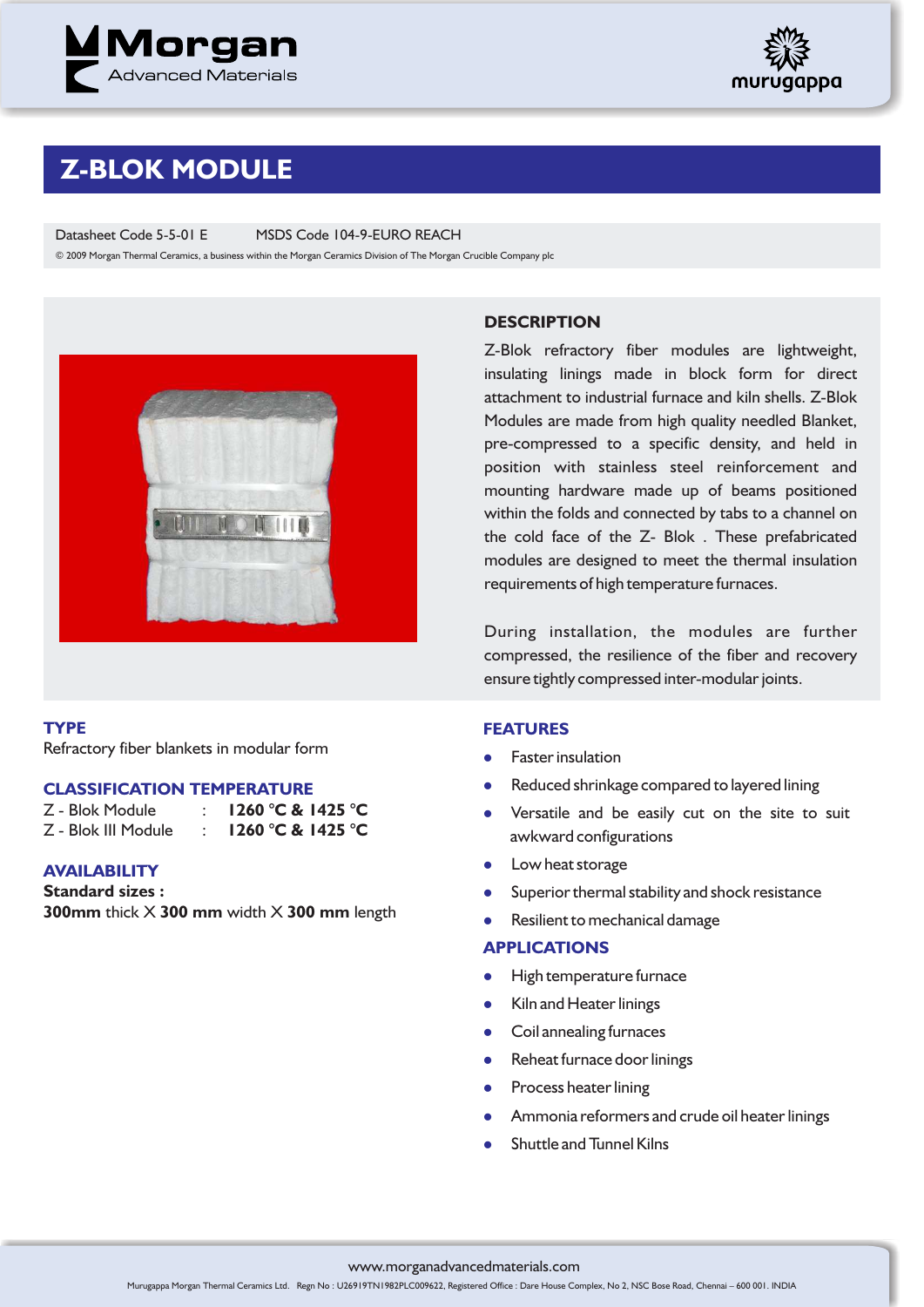# Z-BLOK MODULE

Datasheet Code 5-5-01 E    MSDS Code 104-9-EURO REACH

© 2009 Morgan Thermal Ceramics, a business within the Morgan Ceramics Division of The Morgan Crucible Company plc

## DESCRIPTION

Z-Blok refractory fiber modules are lightweight, insulating linings made in block form for direct attachment to industrial furnace and kiln shells. Z-Blok Modules are made from high quality needled Blanket, pre-compressed to a specific density, and held in position with stainless steel reinforcement and mounting hardware made up of beams positioned within the folds and connected by tabs to a channel on the cold face of the Z- Blok . These prefabricated modules are designed to meet the thermal insulation requirements of high temperature furnaces.

During installation, the modules are further compressed, the resilience of the fiber and recovery ensure tightly compressed inter-modular joints.

## TYPE

Refractory fiber blankets in modular form

## CLASSIFICATION TEMPERATURE

Z - Blok Module : **1260 °C & 1425 °C**

Z - Blok III Module : **1260 °C & 1425 °C**

## AVAILABILITY

**Standard sizes :**

**300mm** thick X **300 mm** width X **300 mm** length

## FEATURES

- Faster insulation
- Reduced shrinkage compared to layered lining
- Versatile and be easily cut on the site to suit awkward configurations
- Low heat storage
- Superior thermal stability and shock resistance
- Resilient to mechanical damage

## APPLICATIONS

- High temperature furnace
- Kiln and Heater linings
- Coil annealing furnaces
- Reheat furnace door linings
- Process heater lining
- Ammonia reformers and crude oil heater linings
- Shuttle and Tunnel Kilns

www.morganadvancedmaterials.com

Murugappa Morgan Thermal Ceramics Ltd. Regn No : U26919TN1982PLC009622, Registered Office : Dare House Complex, No 2, NSC Bose Road, Chennai – 600 001. INDIA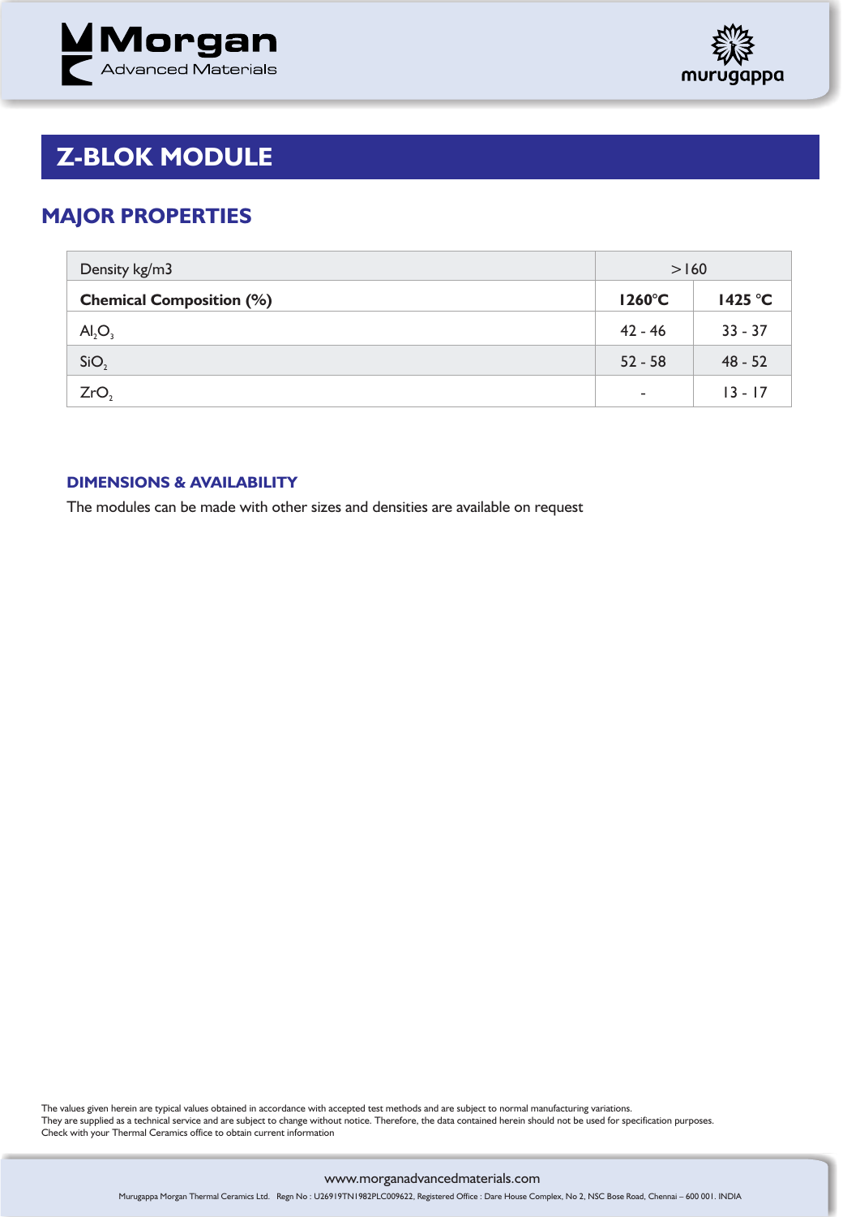# Z-BLOK MODULE

## MAJOR PROPERTIES

| Density kg/m3 | >160 | |
|---|---|---|
| **Chemical Composition (%)** | **1260°C** | **1425 °C** |
| $Al_2O_3$ | 42 - 46 | 33 - 37 |
| $SiO_2$ | 52 - 58 | 48 - 52 |
| $ZrO_2$ | - | 13 - 17 |

### DIMENSIONS & AVAILABILITY

The modules can be made with other sizes and densities are available on request

The values given herein are typical values obtained in accordance with accepted test methods and are subject to normal manufacturing variations.
They are supplied as a technical service and are subject to change without notice. Therefore, the data contained herein should not be used for specification purposes.
Check with your Thermal Ceramics office to obtain current information

www.morganadvancedmaterials.com

Murugappa Morgan Thermal Ceramics Ltd. Regn No : U26919TN1982PLC009622, Registered Office : Dare House Complex, No 2, NSC Bose Road, Chennai – 600 001. INDIA